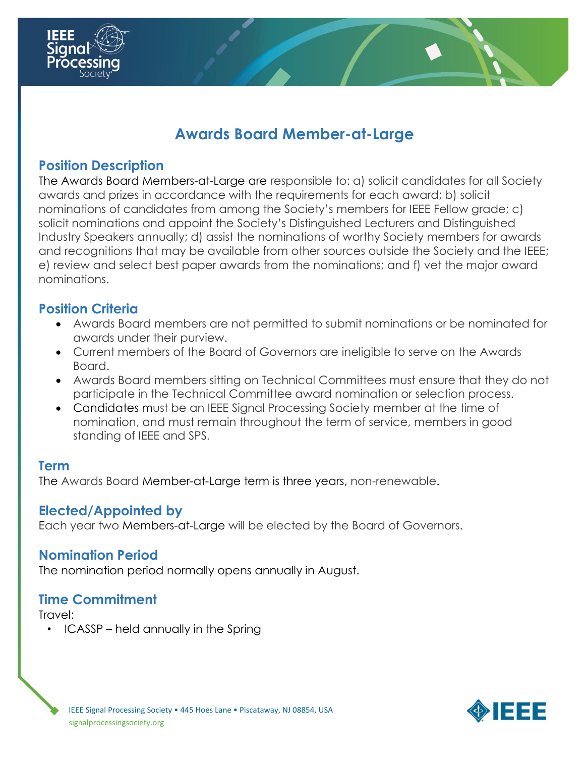# Awards Board Member-at-Large

## Position Description

The Awards Board Members-at-Large are responsible to: a) solicit candidates for all Society awards and prizes in accordance with the requirements for each award; b) solicit nominations of candidates from among the Society's members for IEEE Fellow grade; c) solicit nominations and appoint the Society's Distinguished Lecturers and Distinguished Industry Speakers annually; d) assist the nominations of worthy Society members for awards and recognitions that may be available from other sources outside the Society and the IEEE; e) review and select best paper awards from the nominations; and f) vet the major award nominations.

## Position Criteria

- Awards Board members are not permitted to submit nominations or be nominated for awards under their purview.
- Current members of the Board of Governors are ineligible to serve on the Awards Board.
- Awards Board members sitting on Technical Committees must ensure that they do not participate in the Technical Committee award nomination or selection process.
- Candidates must be an IEEE Signal Processing Society member at the time of nomination, and must remain throughout the term of service, members in good standing of IEEE and SPS.

## Term

The Awards Board Member-at-Large term is three years, non-renewable.

## Elected/Appointed by

Each year two Members-at-Large will be elected by the Board of Governors.

## Nomination Period

The nomination period normally opens annually in August.

## Time Commitment

Travel:

- ICASSP – held annually in the Spring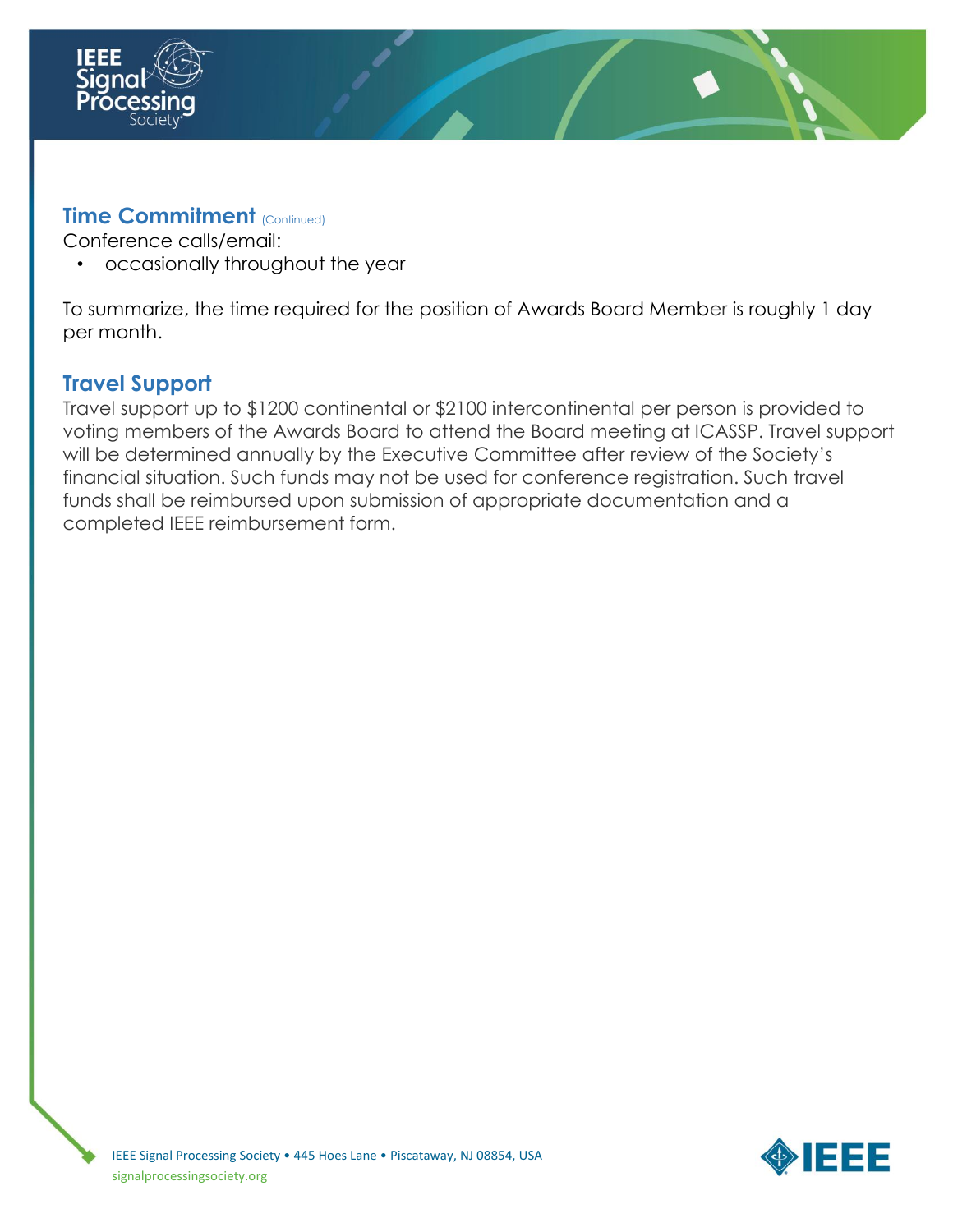## Time Commitment (Continued)

Conference calls/email:

- occasionally throughout the year

To summarize, the time required for the position of Awards Board Member is roughly 1 day per month.

## Travel Support

Travel support up to $1200 continental or $2100 intercontinental per person is provided to voting members of the Awards Board to attend the Board meeting at ICASSP. Travel support will be determined annually by the Executive Committee after review of the Society's financial situation. Such funds may not be used for conference registration. Such travel funds shall be reimbursed upon submission of appropriate documentation and a completed IEEE reimbursement form.